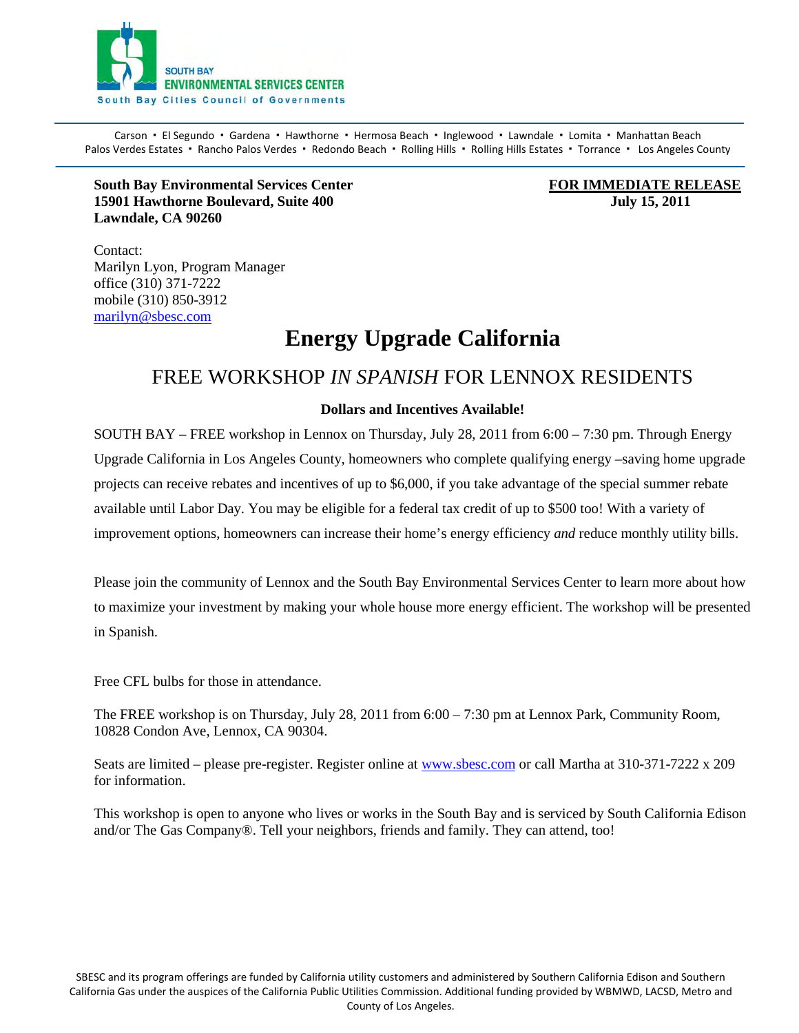SOUTH BAY
ENVIRONMENTAL SERVICES CENTER
South Bay Cities Council of Governments

Carson • El Segundo • Gardena • Hawthorne • Hermosa Beach • Inglewood • Lawndale • Lomita • Manhattan Beach
Palos Verdes Estates • Rancho Palos Verdes • Redondo Beach • Rolling Hills • Rolling Hills Estates • Torrance • Los Angeles County

**South Bay Environmental Services Center**
**15901 Hawthorne Boulevard, Suite 400**
**Lawndale, CA 90260**

**FOR IMMEDIATE RELEASE**
**July 15, 2011**

Contact:
Marilyn Lyon, Program Manager
office (310) 371-7222
mobile (310) 850-3912
marilyn@sbesc.com

# Energy Upgrade California

## FREE WORKSHOP *IN SPANISH* FOR LENNOX RESIDENTS

**Dollars and Incentives Available!**

SOUTH BAY – FREE workshop in Lennox on Thursday, July 28, 2011 from 6:00 – 7:30 pm. Through Energy Upgrade California in Los Angeles County, homeowners who complete qualifying energy –saving home upgrade projects can receive rebates and incentives of up to $6,000, if you take advantage of the special summer rebate available until Labor Day. You may be eligible for a federal tax credit of up to $500 too! With a variety of improvement options, homeowners can increase their home's energy efficiency *and* reduce monthly utility bills.

Please join the community of Lennox and the South Bay Environmental Services Center to learn more about how to maximize your investment by making your whole house more energy efficient. The workshop will be presented in Spanish.

Free CFL bulbs for those in attendance.

The FREE workshop is on Thursday, July 28, 2011 from 6:00 – 7:30 pm at Lennox Park, Community Room, 10828 Condon Ave, Lennox, CA 90304.

Seats are limited – please pre-register. Register online at www.sbesc.com or call Martha at 310-371-7222 x 209 for information.

This workshop is open to anyone who lives or works in the South Bay and is serviced by South California Edison and/or The Gas Company®. Tell your neighbors, friends and family. They can attend, too!

SBESC and its program offerings are funded by California utility customers and administered by Southern California Edison and Southern California Gas under the auspices of the California Public Utilities Commission. Additional funding provided by WBMWD, LACSD, Metro and County of Los Angeles.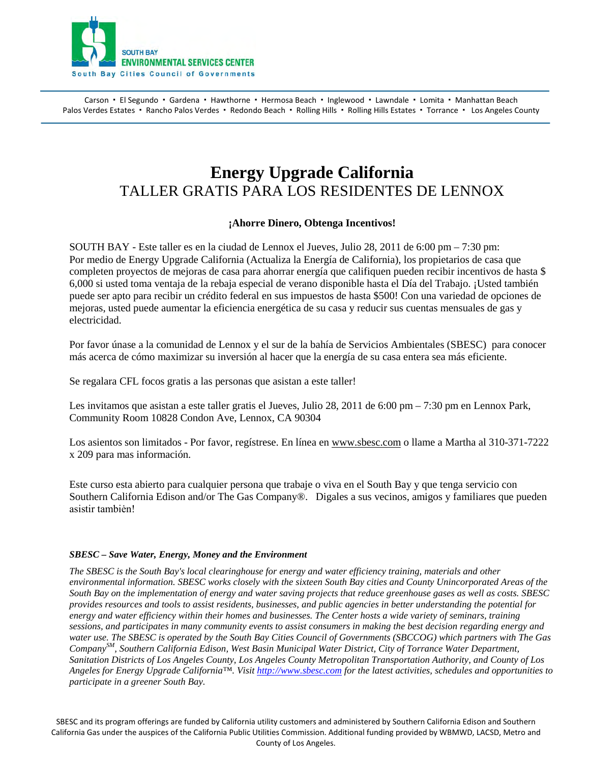SOUTH BAY
ENVIRONMENTAL SERVICES CENTER
South Bay Cities Council of Governments

Carson • El Segundo • Gardena • Hawthorne • Hermosa Beach • Inglewood • Lawndale • Lomita • Manhattan Beach
Palos Verdes Estates • Rancho Palos Verdes • Redondo Beach • Rolling Hills • Rolling Hills Estates • Torrance • Los Angeles County

# Energy Upgrade California

## TALLER GRATIS PARA LOS RESIDENTES DE LENNOX

**¡Ahorre Dinero, Obtenga Incentivos!**

SOUTH BAY - Este taller es en la ciudad de Lennox el Jueves, Julio 28, 2011 de 6:00 pm – 7:30 pm: Por medio de Energy Upgrade California (Actualiza la Energía de California), los propietarios de casa que completen proyectos de mejoras de casa para ahorrar energía que califiquen pueden recibir incentivos de hasta $ 6,000 si usted toma ventaja de la rebaja especial de verano disponible hasta el Día del Trabajo. ¡Usted también puede ser apto para recibir un crédito federal en sus impuestos de hasta $500! Con una variedad de opciones de mejoras, usted puede aumentar la eficiencia energética de su casa y reducir sus cuentas mensuales de gas y electricidad.

Por favor únase a la comunidad de Lennox y el sur de la bahía de Servicios Ambientales (SBESC) para conocer más acerca de cómo maximizar su inversión al hacer que la energía de su casa entera sea más eficiente.

Se regalara CFL focos gratis a las personas que asistan a este taller!

Les invitamos que asistan a este taller gratis el Jueves, Julio 28, 2011 de 6:00 pm – 7:30 pm en Lennox Park, Community Room 10828 Condon Ave, Lennox, CA 90304

Los asientos son limitados - Por favor, regístrese. En línea en www.sbesc.com o llame a Martha al 310-371-7222 x 209 para mas información.

Este curso esta abierto para cualquier persona que trabaje o viva en el South Bay y que tenga servicio con Southern California Edison and/or The Gas Company®. Digales a sus vecinos, amigos y familiares que pueden asistir tambiėn!

***SBESC – Save Water, Energy, Money and the Environment***

*The SBESC is the South Bay's local clearinghouse for energy and water efficiency training, materials and other environmental information. SBESC works closely with the sixteen South Bay cities and County Unincorporated Areas of the South Bay on the implementation of energy and water saving projects that reduce greenhouse gases as well as costs. SBESC provides resources and tools to assist residents, businesses, and public agencies in better understanding the potential for energy and water efficiency within their homes and businesses. The Center hosts a wide variety of seminars, training sessions, and participates in many community events to assist consumers in making the best decision regarding energy and water use. The SBESC is operated by the South Bay Cities Council of Governments (SBCCOG) which partners with The Gas Company℠, Southern California Edison, West Basin Municipal Water District, City of Torrance Water Department, Sanitation Districts of Los Angeles County, Los Angeles County Metropolitan Transportation Authority, and County of Los Angeles for Energy Upgrade California™. Visit http://www.sbesc.com for the latest activities, schedules and opportunities to participate in a greener South Bay.*

SBESC and its program offerings are funded by California utility customers and administered by Southern California Edison and Southern California Gas under the auspices of the California Public Utilities Commission. Additional funding provided by WBMWD, LACSD, Metro and County of Los Angeles.